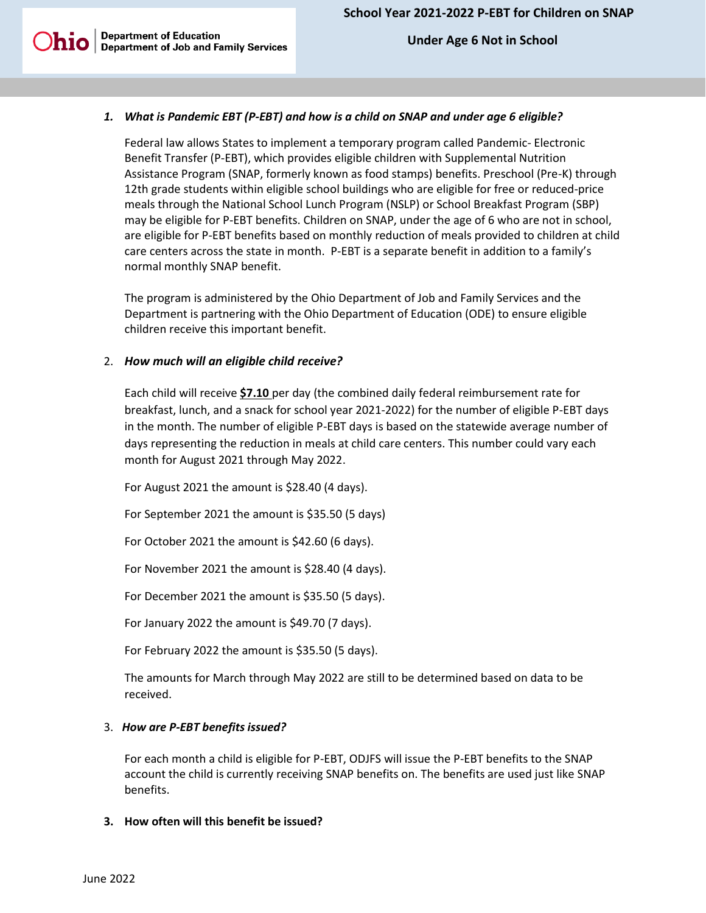Ohio | Department of Education
Department of Job and Family Services

# School Year 2021-2022 P-EBT for Children on SNAP

## Under Age 6 Not in School

1. ***What is Pandemic EBT (P-EBT) and how is a child on SNAP and under age 6 eligible?***

   Federal law allows States to implement a temporary program called Pandemic- Electronic Benefit Transfer (P-EBT), which provides eligible children with Supplemental Nutrition Assistance Program (SNAP, formerly known as food stamps) benefits. Preschool (Pre-K) through 12th grade students within eligible school buildings who are eligible for free or reduced-price meals through the National School Lunch Program (NSLP) or School Breakfast Program (SBP) may be eligible for P-EBT benefits. Children on SNAP, under the age of 6 who are not in school, are eligible for P-EBT benefits based on monthly reduction of meals provided to children at child care centers across the state in month. P-EBT is a separate benefit in addition to a family's normal monthly SNAP benefit.

   The program is administered by the Ohio Department of Job and Family Services and the Department is partnering with the Ohio Department of Education (ODE) to ensure eligible children receive this important benefit.

2. ***How much will an eligible child receive?***

   Each child will receive **$7.10** per day (the combined daily federal reimbursement rate for breakfast, lunch, and a snack for school year 2021-2022) for the number of eligible P-EBT days in the month. The number of eligible P-EBT days is based on the statewide average number of days representing the reduction in meals at child care centers. This number could vary each month for August 2021 through May 2022.

   For August 2021 the amount is $28.40 (4 days).

   For September 2021 the amount is $35.50 (5 days)

   For October 2021 the amount is $42.60 (6 days).

   For November 2021 the amount is $28.40 (4 days).

   For December 2021 the amount is $35.50 (5 days).

   For January 2022 the amount is $49.70 (7 days).

   For February 2022 the amount is $35.50 (5 days).

   The amounts for March through May 2022 are still to be determined based on data to be received.

3. ***How are P-EBT benefits issued?***

   For each month a child is eligible for P-EBT, ODJFS will issue the P-EBT benefits to the SNAP account the child is currently receiving SNAP benefits on. The benefits are used just like SNAP benefits.

3. **How often will this benefit be issued?**

June 2022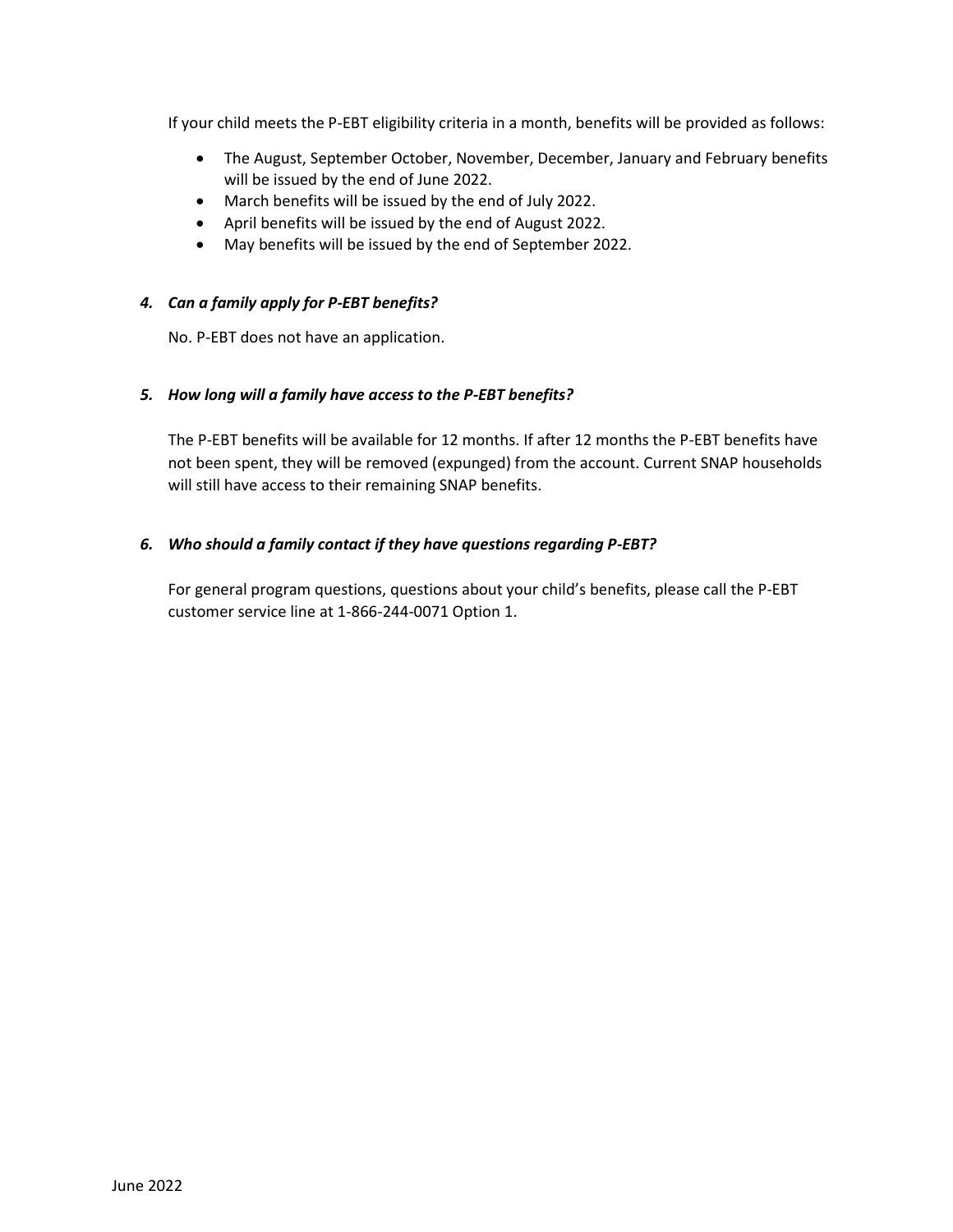If your child meets the P-EBT eligibility criteria in a month, benefits will be provided as follows:

- The August, September October, November, December, January and February benefits will be issued by the end of June 2022.
- March benefits will be issued by the end of July 2022.
- April benefits will be issued by the end of August 2022.
- May benefits will be issued by the end of September 2022.

***4. Can a family apply for P-EBT benefits?***

No. P-EBT does not have an application.

***5. How long will a family have access to the P-EBT benefits?***

The P-EBT benefits will be available for 12 months. If after 12 months the P-EBT benefits have not been spent, they will be removed (expunged) from the account. Current SNAP households will still have access to their remaining SNAP benefits.

***6. Who should a family contact if they have questions regarding P-EBT?***

For general program questions, questions about your child's benefits, please call the P-EBT customer service line at 1-866-244-0071 Option 1.

June 2022